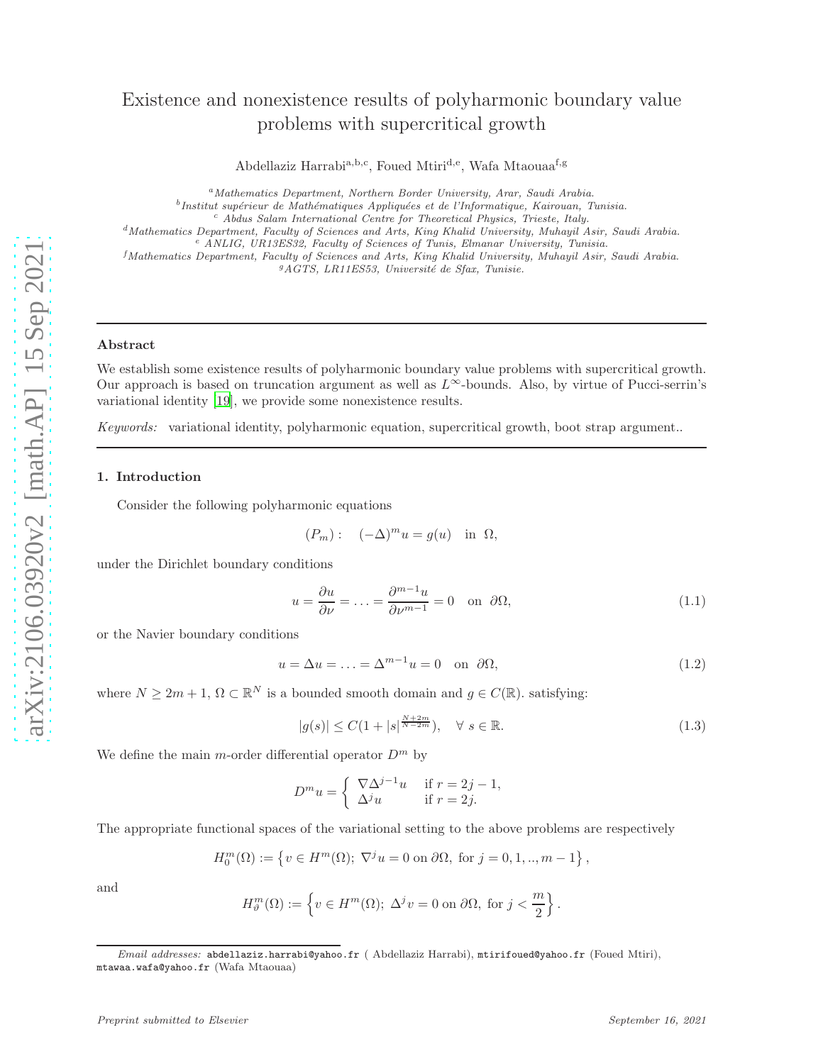# Existence and nonexistence results of polyharmonic boundary value problems with supercritical growth

Abdellaziz Harrabi[a,b,c], Foued Mtiri[d,e], Wafa Mtaouaa[f,g]

[a] *Mathematics Department, Northern Border University, Arar, Saudi Arabia.*
[b] *Institut supérieur de Mathématiques Appliquées et de l'Informatique, Kairouan, Tunisia.*
[c] *Abdus Salam International Centre for Theoretical Physics, Trieste, Italy.*
[d] *Mathematics Department, Faculty of Sciences and Arts, King Khalid University, Muhayil Asir, Saudi Arabia.*
[e] *ANLIG, UR13ES32, Faculty of Sciences of Tunis, Elmanar University, Tunisia.*
[f] *Mathematics Department, Faculty of Sciences and Arts, King Khalid University, Muhayil Asir, Saudi Arabia.*
[g] *AGTS, LR11ES53, Université de Sfax, Tunisie.*

---

### Abstract

We establish some existence results of polyharmonic boundary value problems with supercritical growth. Our approach is based on truncation argument as well as $L^\infty$-bounds. Also, by virtue of Pucci-serrin's variational identity [19], we provide some nonexistence results.

*Keywords:* variational identity, polyharmonic equation, supercritical growth, boot strap argument..

---

## 1. Introduction

Consider the following polyharmonic equations

$$(P_m): \quad (-\Delta)^m u = g(u) \quad \text{in } \Omega,$$

under the Dirichlet boundary conditions

$$u = \frac{\partial u}{\partial \nu} = \ldots = \frac{\partial^{m-1} u}{\partial \nu^{m-1}} = 0 \quad \text{on } \partial\Omega, \tag{1.1}$$

or the Navier boundary conditions

$$u = \Delta u = \ldots = \Delta^{m-1} u = 0 \quad \text{on } \partial\Omega, \tag{1.2}$$

where $N \geq 2m+1$, $\Omega \subset \mathbb{R}^N$ is a bounded smooth domain and $g \in C(\mathbb{R})$. satisfying:

$$|g(s)| \leq C(1 + |s|^{\frac{N+2m}{N-2m}}), \quad \forall\ s \in \mathbb{R}. \tag{1.3}$$

We define the main $m$-order differential operator $D^m$ by

$$D^m u = \begin{cases} \nabla \Delta^{j-1} u & \text{if } r = 2j-1, \\ \Delta^j u & \text{if } r = 2j. \end{cases}$$

The appropriate functional spaces of the variational setting to the above problems are respectively

$$H_0^m(\Omega) := \left\{ v \in H^m(\Omega);\ \nabla^j u = 0 \text{ on } \partial\Omega, \text{ for } j = 0, 1, .., m-1 \right\},$$

and

$$H_\vartheta^m(\Omega) := \left\{ v \in H^m(\Omega);\ \Delta^j v = 0 \text{ on } \partial\Omega, \text{ for } j < \frac{m}{2} \right\}.$$

---

*Email addresses:* abdellaziz.harrabi@yahoo.fr ( Abdellaziz Harrabi), mtirifoued@yahoo.fr (Foued Mtiri), mtawaa.wafa@yahoo.fr (Wafa Mtaouaa)

*Preprint submitted to Elsevier* *September 16, 2021*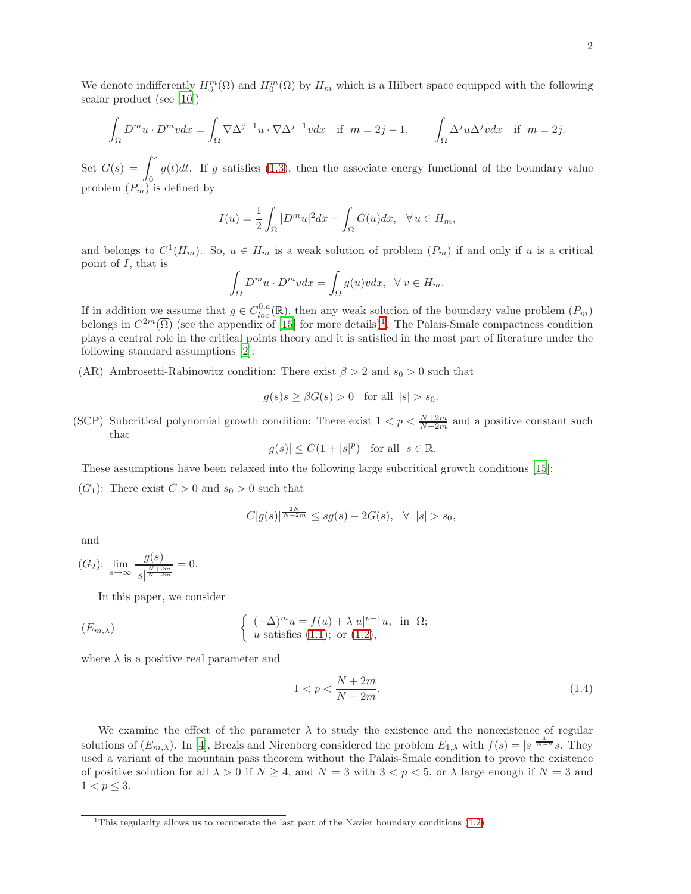We denote indifferently $H^m_\vartheta(\Omega)$ and $H^m_0(\Omega)$ by $H_m$ which is a Hilbert space equipped with the following scalar product (see [10])

$$\int_\Omega D^m u \cdot D^m v dx = \int_\Omega \nabla \Delta^{j-1} u \cdot \nabla \Delta^{j-1} v dx \quad \text{if } \ m = 2j-1, \qquad \int_\Omega \Delta^j u \Delta^j v dx \quad \text{if } \ m = 2j.$$

Set $G(s) = \displaystyle\int_0^s g(t)dt$. If $g$ satisfies (1.3), then the associate energy functional of the boundary value problem $(P_m)$ is defined by

$$I(u) = \frac{1}{2}\int_\Omega |D^m u|^2 dx - \int_\Omega G(u)dx, \quad \forall\, u \in H_m,$$

and belongs to $C^1(H_m)$. So, $u \in H_m$ is a weak solution of problem $(P_m)$ if and only if $u$ is a critical point of $I$, that is

$$\int_\Omega D^m u \cdot D^m v dx = \int_\Omega g(u) v dx, \ \ \forall\, v \in H_m.$$

If in addition we assume that $g \in C^{0,a}_{loc}(\mathbb{R})$, then any weak solution of the boundary value problem $(P_m)$ belongs in $C^{2m}(\overline{\Omega})$ (see the appendix of [15] for more details)[1]. The Palais-Smale compactness condition plays a central role in the critical points theory and it is satisfied in the most part of literature under the following standard assumptions [2]:

(AR) Ambrosetti-Rabinowitz condition: There exist $\beta > 2$ and $s_0 > 0$ such that

$$g(s)s \geq \beta G(s) > 0 \quad \text{for all } \ |s| > s_0.$$

(SCP) Subcritical polynomial growth condition: There exist $1 < p < \frac{N+2m}{N-2m}$ and a positive constant such that

$$|g(s)| \leq C(1 + |s|^p) \quad \text{for all } \ s \in \mathbb{R}.$$

These assumptions have been relaxed into the following large subcritical growth conditions [15]:

$(G_1)$: There exist $C > 0$ and $s_0 > 0$ such that

$$C|g(s)|^{\frac{2N}{N+2m}} \leq sg(s) - 2G(s), \ \ \forall \ \ |s| > s_0,$$

and

$(G_2)$: $\displaystyle\lim_{s\to\infty} \frac{g(s)}{|s|^{\frac{N+2m}{N-2m}}} = 0.$

In this paper, we consider

$$(E_{m,\lambda}) \qquad \begin{cases} (-\Delta)^m u = f(u) + \lambda |u|^{p-1}u, \ \text{ in } \ \Omega; \\ u \text{ satisfies (1.1); or (1.2),} \end{cases}$$

where $\lambda$ is a positive real parameter and

$$1 < p < \frac{N+2m}{N-2m}. \tag{1.4}$$

We examine the effect of the parameter $\lambda$ to study the existence and the nonexistence of regular solutions of $(E_{m,\lambda})$. In [4], Brezis and Nirenberg considered the problem $E_{1,\lambda}$ with $f(s) = |s|^{\frac{4}{N-2}}s$. They used a variant of the mountain pass theorem without the Palais-Smale condition to prove the existence of positive solution for all $\lambda > 0$ if $N \geq 4$, and $N = 3$ with $3 < p < 5$, or $\lambda$ large enough if $N = 3$ and $1 < p \leq 3$.

[1] This regularity allows us to recuperate the last part of the Navier boundary conditions (1.2)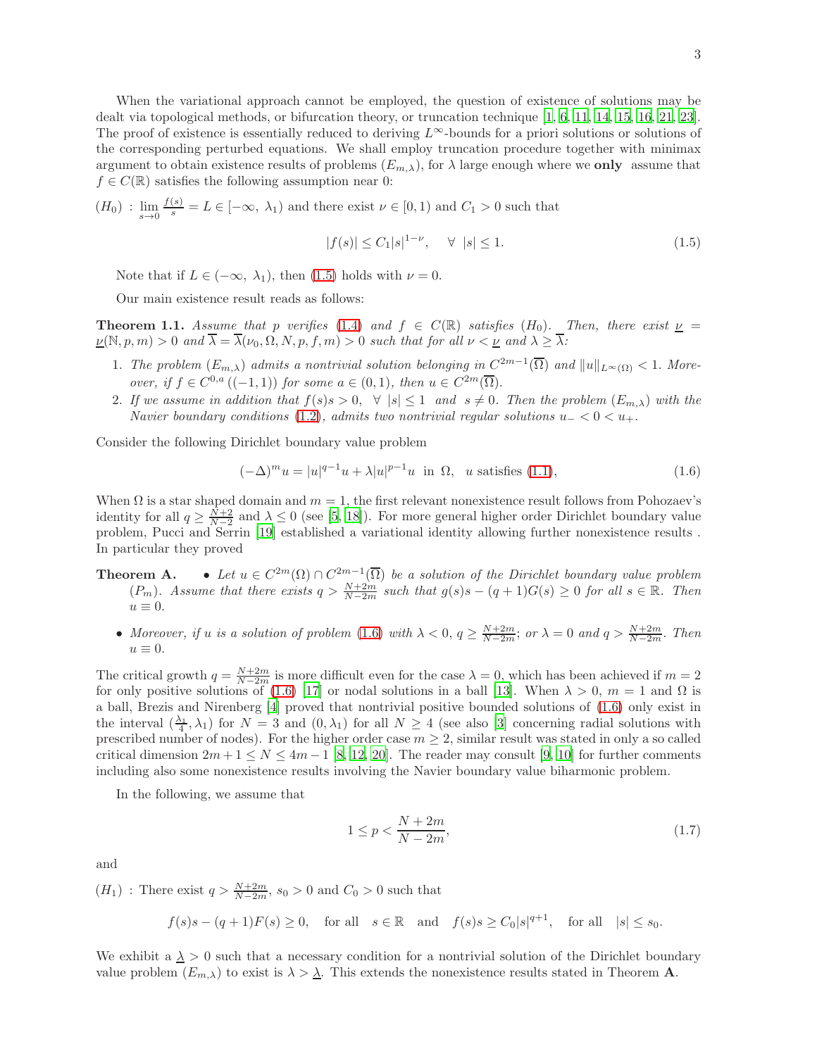When the variational approach cannot be employed, the question of existence of solutions may be dealt via topological methods, or bifurcation theory, or truncation technique [1, 6, 11, 14, 15, 16, 21, 23]. The proof of existence is essentially reduced to deriving $L^\infty$-bounds for a priori solutions or solutions of the corresponding perturbed equations. We shall employ truncation procedure together with minimax argument to obtain existence results of problems $(E_{m,\lambda})$, for $\lambda$ large enough where we **only** assume that $f \in C(\mathbb{R})$ satisfies the following assumption near 0:

$(H_0)$ : $\lim_{s\to 0} \frac{f(s)}{s} = L \in [-\infty,\ \lambda_1)$ and there exist $\nu \in [0, 1)$ and $C_1 > 0$ such that

$$|f(s)| \le C_1 |s|^{1-\nu}, \quad \forall\ |s| \le 1. \tag{1.5}$$

Note that if $L \in (-\infty,\ \lambda_1)$, then (1.5) holds with $\nu = 0$.

Our main existence result reads as follows:

**Theorem 1.1.** *Assume that $p$ verifies (1.4) and $f \in C(\mathbb{R})$ satisfies $(H_0)$. Then, there exist $\underline{\nu} = \underline{\nu}(\mathbb{N}, p, m) > 0$ and $\overline{\lambda} = \overline{\lambda}(\nu_0, \Omega, N, p, f, m) > 0$ such that for all $\nu < \underline{\nu}$ and $\lambda \ge \overline{\lambda}$:*

1. *The problem $(E_{m,\lambda})$ admits a nontrivial solution belonging in $C^{2m-1}(\overline{\Omega})$ and $\|u\|_{L^\infty(\Omega)} < 1$. Moreover, if $f \in C^{0,a}((-1, 1))$ for some $a \in (0, 1)$, then $u \in C^{2m}(\overline{\Omega})$.*
2. *If we assume in addition that $f(s)s > 0$, $\forall\ |s| \le 1$ and $s \ne 0$. Then the problem $(E_{m,\lambda})$ with the Navier boundary conditions (1.2), admits two nontrivial regular solutions $u_- < 0 < u_+$.*

Consider the following Dirichlet boundary value problem

$$(-\Delta)^m u = |u|^{q-1}u + \lambda |u|^{p-1}u \ \text{ in } \Omega, \quad u \text{ satisfies (1.1)}, \tag{1.6}$$

When $\Omega$ is a star shaped domain and $m = 1$, the first relevant nonexistence result follows from Pohozaev's identity for all $q \ge \frac{N+2}{N-2}$ and $\lambda \le 0$ (see [5, 18]). For more general higher order Dirichlet boundary value problem, Pucci and Serrin [19] established a variational identity allowing further nonexistence results . In particular they proved

**Theorem A.**

- *Let $u \in C^{2m}(\Omega) \cap C^{2m-1}(\overline{\Omega})$ be a solution of the Dirichlet boundary value problem $(P_m)$. Assume that there exists $q > \frac{N+2m}{N-2m}$ such that $g(s)s - (q+1)G(s) \ge 0$ for all $s \in \mathbb{R}$. Then $u \equiv 0$.*
- *Moreover, if $u$ is a solution of problem (1.6) with $\lambda < 0$, $q \ge \frac{N+2m}{N-2m}$; or $\lambda = 0$ and $q > \frac{N+2m}{N-2m}$. Then $u \equiv 0$.*

The critical growth $q = \frac{N+2m}{N-2m}$ is more difficult even for the case $\lambda = 0$, which has been achieved if $m = 2$ for only positive solutions of (1.6) [17] or nodal solutions in a ball [13]. When $\lambda > 0$, $m = 1$ and $\Omega$ is a ball, Brezis and Nirenberg [4] proved that nontrivial positive bounded solutions of (1.6) only exist in the interval $(\frac{\lambda_1}{4}, \lambda_1)$ for $N = 3$ and $(0, \lambda_1)$ for all $N \ge 4$ (see also [3] concerning radial solutions with prescribed number of nodes). For the higher order case $m \ge 2$, similar result was stated in only a so called critical dimension $2m + 1 \le N \le 4m - 1$ [8, 12, 20]. The reader may consult [9, 10] for further comments including also some nonexistence results involving the Navier boundary value biharmonic problem.

In the following, we assume that

$$1 \le p < \frac{N+2m}{N-2m}, \tag{1.7}$$

and

$(H_1)$ : There exist $q > \frac{N+2m}{N-2m}$, $s_0 > 0$ and $C_0 > 0$ such that

$$f(s)s - (q+1)F(s) \ge 0, \quad \text{for all} \quad s \in \mathbb{R} \quad \text{and} \quad f(s)s \ge C_0 |s|^{q+1}, \quad \text{for all} \quad |s| \le s_0.$$

We exhibit a $\underline{\lambda} > 0$ such that a necessary condition for a nontrivial solution of the Dirichlet boundary value problem $(E_{m,\lambda})$ to exist is $\lambda > \underline{\lambda}$. This extends the nonexistence results stated in Theorem **A**.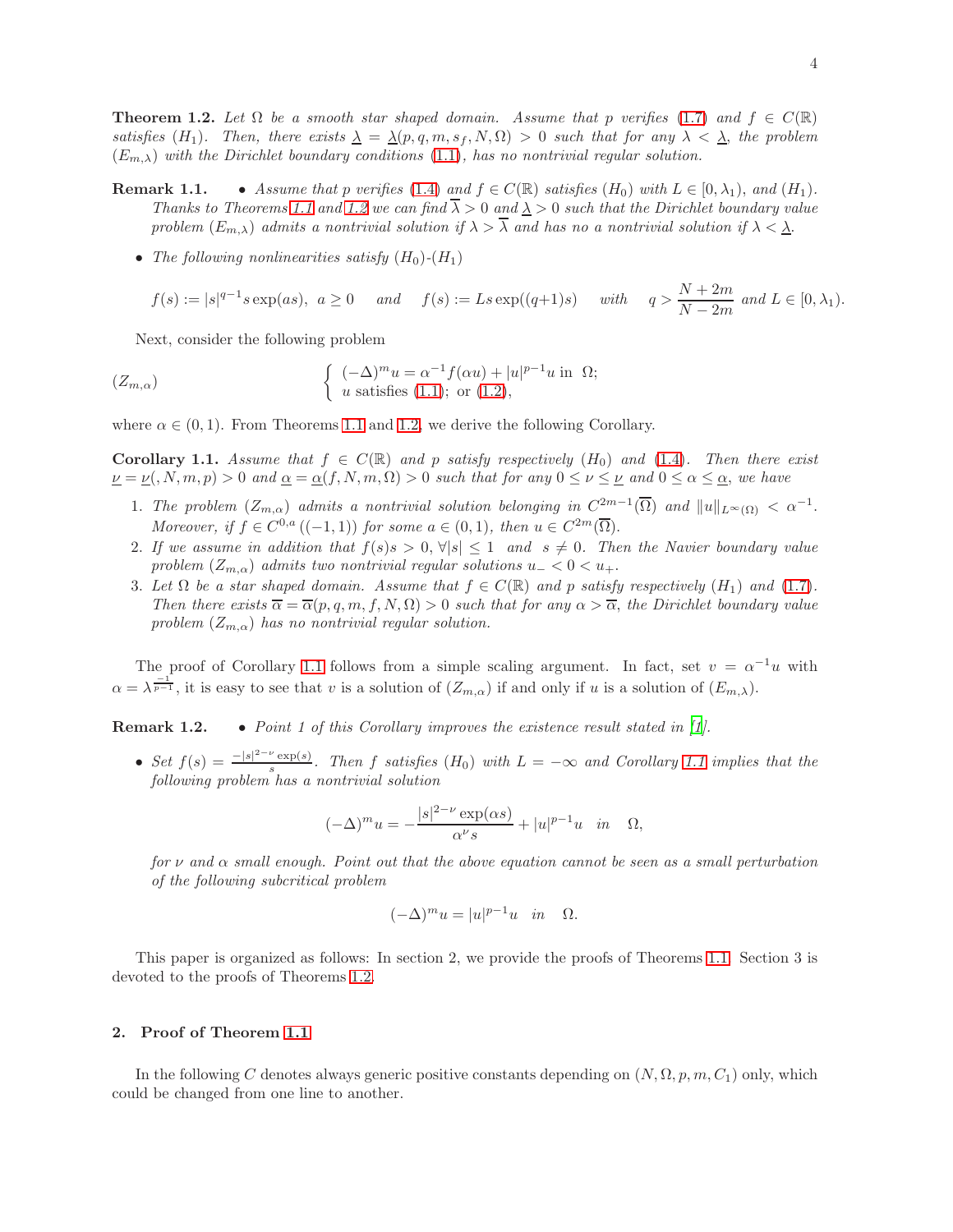**Theorem 1.2.** *Let $\Omega$ be a smooth star shaped domain. Assume that $p$ verifies (1.7) and $f \in C(\mathbb{R})$ satisfies $(H_1)$. Then, there exists $\underline{\lambda} = \underline{\lambda}(p, q, m, s_f, N, \Omega) > 0$ such that for any $\lambda < \underline{\lambda}$, the problem $(E_{m,\lambda})$ with the Dirichlet boundary conditions (1.1), has no nontrivial regular solution.*

**Remark 1.1.**
- *Assume that $p$ verifies (1.4) and $f \in C(\mathbb{R})$ satisfies $(H_0)$ with $L \in [0, \lambda_1)$, and $(H_1)$. Thanks to Theorems 1.1 and 1.2 we can find $\overline{\lambda} > 0$ and $\underline{\lambda} > 0$ such that the Dirichlet boundary value problem $(E_{m,\lambda})$ admits a nontrivial solution if $\lambda > \overline{\lambda}$ and has no a nontrivial solution if $\lambda < \underline{\lambda}$.*
- *The following nonlinearities satisfy $(H_0)$-$(H_1)$*

$$f(s) := |s|^{q-1} s \exp(as), \ a \geq 0 \quad \text{and} \quad f(s) := Ls \exp((q+1)s) \quad \text{with} \quad q > \frac{N+2m}{N-2m} \text{ and } L \in [0, \lambda_1).$$

Next, consider the following problem

$$(Z_{m,\alpha}) \qquad \begin{cases} (-\Delta)^m u = \alpha^{-1} f(\alpha u) + |u|^{p-1} u \text{ in } \Omega; \\ u \text{ satisfies (1.1); or (1.2)}, \end{cases}$$

where $\alpha \in (0, 1)$. From Theorems 1.1 and 1.2, we derive the following Corollary.

**Corollary 1.1.** *Assume that $f \in C(\mathbb{R})$ and $p$ satisfy respectively $(H_0)$ and (1.4). Then there exist $\underline{\nu} = \underline{\nu}(, N, m, p) > 0$ and $\underline{\alpha} = \underline{\alpha}(f, N, m, \Omega) > 0$ such that for any $0 \leq \nu \leq \underline{\nu}$ and $0 \leq \alpha \leq \underline{\alpha}$, we have*

1. *The problem $(Z_{m,\alpha})$ admits a nontrivial solution belonging in $C^{2m-1}(\overline{\Omega})$ and $\|u\|_{L^\infty(\Omega)} < \alpha^{-1}$. Moreover, if $f \in C^{0,a}((-1, 1))$ for some $a \in (0, 1)$, then $u \in C^{2m}(\overline{\Omega})$.*
2. *If we assume in addition that $f(s)s > 0, \forall |s| \leq 1$ and $s \neq 0$. Then the Navier boundary value problem $(Z_{m,\alpha})$ admits two nontrivial regular solutions $u_- < 0 < u_+$.*
3. *Let $\Omega$ be a star shaped domain. Assume that $f \in C(\mathbb{R})$ and $p$ satisfy respectively $(H_1)$ and (1.7). Then there exists $\overline{\alpha} = \overline{\alpha}(p, q, m, f, N, \Omega) > 0$ such that for any $\alpha > \overline{\alpha}$, the Dirichlet boundary value problem $(Z_{m,\alpha})$ has no nontrivial regular solution.*

The proof of Corollary 1.1 follows from a simple scaling argument. In fact, set $v = \alpha^{-1} u$ with $\alpha = \lambda^{\frac{-1}{p-1}}$, it is easy to see that $v$ is a solution of $(Z_{m,\alpha})$ if and only if $u$ is a solution of $(E_{m,\lambda})$.

**Remark 1.2.**
- *Point 1 of this Corollary improves the existence result stated in [1].*
- *Set $f(s) = \frac{-|s|^{2-\nu}\exp(s)}{s}$. Then $f$ satisfies $(H_0)$ with $L = -\infty$ and Corollary 1.1 implies that the following problem has a nontrivial solution*

$$(-\Delta)^m u = -\frac{|s|^{2-\nu}\exp(\alpha s)}{\alpha^\nu s} + |u|^{p-1} u \quad in \quad \Omega,$$

*for $\nu$ and $\alpha$ small enough. Point out that the above equation cannot be seen as a small perturbation of the following subcritical problem*

$$(-\Delta)^m u = |u|^{p-1} u \quad in \quad \Omega.$$

This paper is organized as follows: In section 2, we provide the proofs of Theorems 1.1. Section 3 is devoted to the proofs of Theorems 1.2.

## 2. Proof of Theorem 1.1

In the following $C$ denotes always generic positive constants depending on $(N, \Omega, p, m, C_1)$ only, which could be changed from one line to another.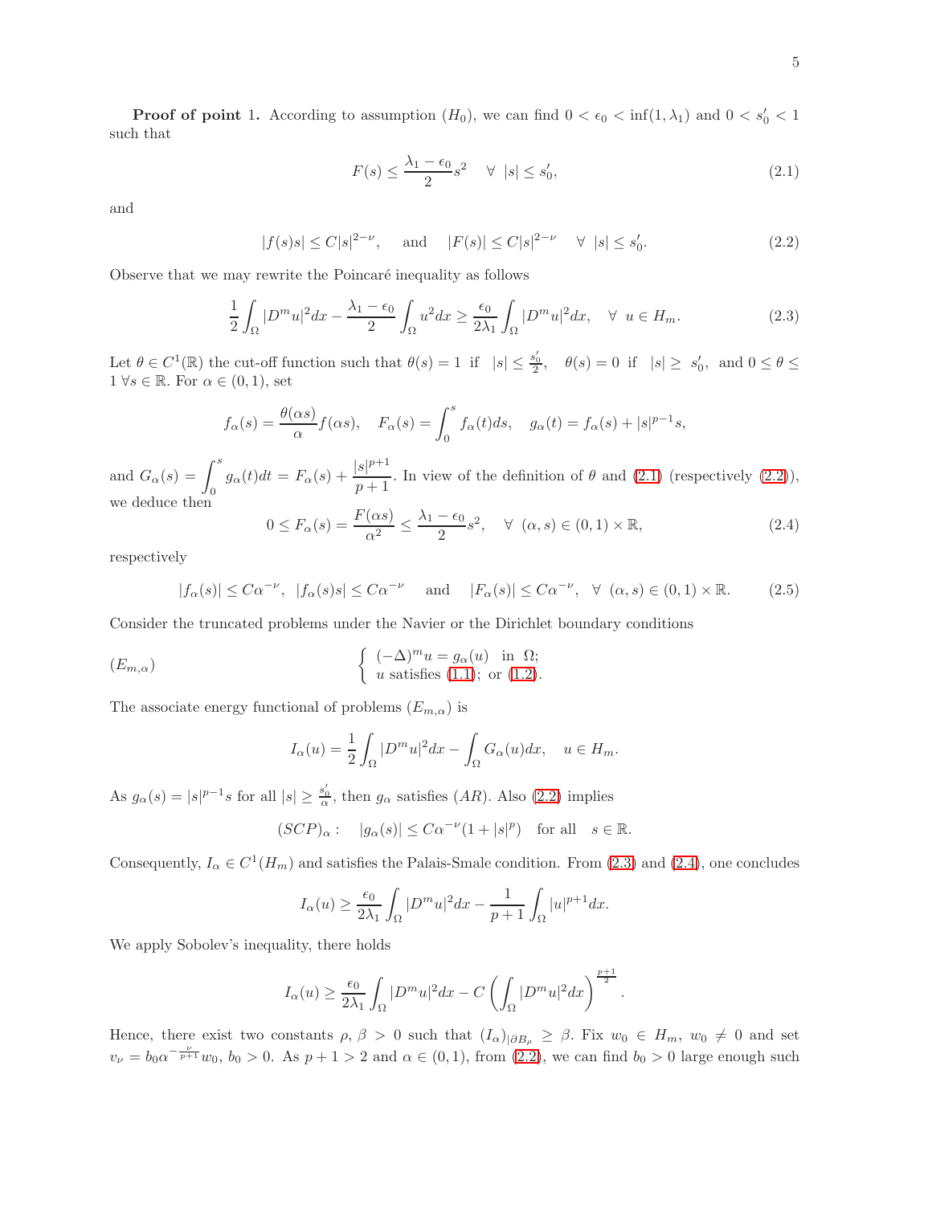**Proof of point 1.** According to assumption $(H_0)$, we can find $0 < \epsilon_0 < \inf(1, \lambda_1)$ and $0 < s_0' < 1$ such that

$$F(s) \leq \frac{\lambda_1 - \epsilon_0}{2} s^2 \quad \forall \ |s| \leq s_0', \tag{2.1}$$

and

$$|f(s)s| \leq C|s|^{2-\nu}, \quad \text{and} \quad |F(s)| \leq C|s|^{2-\nu} \quad \forall \ |s| \leq s_0'. \tag{2.2}$$

Observe that we may rewrite the Poincaré inequality as follows

$$\frac{1}{2}\int_\Omega |D^m u|^2 dx - \frac{\lambda_1 - \epsilon_0}{2}\int_\Omega u^2 dx \geq \frac{\epsilon_0}{2\lambda_1}\int_\Omega |D^m u|^2 dx, \quad \forall \ u \in H_m. \tag{2.3}$$

Let $\theta \in C^1(\mathbb{R})$ the cut-off function such that $\theta(s) = 1$ if $|s| \leq \frac{s_0'}{2}$, $\theta(s) = 0$ if $|s| \geq s_0'$, and $0 \leq \theta \leq 1 \ \forall s \in \mathbb{R}$. For $\alpha \in (0, 1)$, set

$$f_\alpha(s) = \frac{\theta(\alpha s)}{\alpha} f(\alpha s), \quad F_\alpha(s) = \int_0^s f_\alpha(t) ds, \quad g_\alpha(t) = f_\alpha(s) + |s|^{p-1}s,$$

and $G_\alpha(s) = \displaystyle\int_0^s g_\alpha(t)dt = F_\alpha(s) + \frac{|s|^{p+1}}{p+1}$. In view of the definition of $\theta$ and (2.1) (respectively (2.2)), we deduce then

$$0 \leq F_\alpha(s) = \frac{F(\alpha s)}{\alpha^2} \leq \frac{\lambda_1 - \epsilon_0}{2} s^2, \quad \forall \ (\alpha, s) \in (0, 1) \times \mathbb{R}, \tag{2.4}$$

respectively

$$|f_\alpha(s)| \leq C\alpha^{-\nu}, \ |f_\alpha(s)s| \leq C\alpha^{-\nu} \quad \text{and} \quad |F_\alpha(s)| \leq C\alpha^{-\nu}, \ \forall \ (\alpha, s) \in (0, 1) \times \mathbb{R}. \tag{2.5}$$

Consider the truncated problems under the Navier or the Dirichlet boundary conditions

$$(E_{m,\alpha}) \qquad \begin{cases} (-\Delta)^m u = g_\alpha(u) & \text{in } \Omega; \\ u \text{ satisfies (1.1); or (1.2).} \end{cases}$$

The associate energy functional of problems $(E_{m,\alpha})$ is

$$I_\alpha(u) = \frac{1}{2}\int_\Omega |D^m u|^2 dx - \int_\Omega G_\alpha(u) dx, \quad u \in H_m.$$

As $g_\alpha(s) = |s|^{p-1}s$ for all $|s| \geq \frac{s_0'}{\alpha}$, then $g_\alpha$ satisfies $(AR)$. Also (2.2) implies

$$(SCP)_\alpha: \quad |g_\alpha(s)| \leq C\alpha^{-\nu}(1 + |s|^p) \quad \text{for all} \quad s \in \mathbb{R}.$$

Consequently, $I_\alpha \in C^1(H_m)$ and satisfies the Palais-Smale condition. From (2.3) and (2.4), one concludes

$$I_\alpha(u) \geq \frac{\epsilon_0}{2\lambda_1}\int_\Omega |D^m u|^2 dx - \frac{1}{p+1}\int_\Omega |u|^{p+1} dx.$$

We apply Sobolev's inequality, there holds

$$I_\alpha(u) \geq \frac{\epsilon_0}{2\lambda_1}\int_\Omega |D^m u|^2 dx - C\left(\int_\Omega |D^m u|^2 dx\right)^{\frac{p+1}{2}}.$$

Hence, there exist two constants $\rho, \beta > 0$ such that $(I_\alpha)_{|\partial B_\rho} \geq \beta$. Fix $w_0 \in H_m$, $w_0 \neq 0$ and set $v_\nu = b_0 \alpha^{-\frac{\nu}{p+1}} w_0$, $b_0 > 0$. As $p + 1 > 2$ and $\alpha \in (0, 1)$, from (2.2), we can find $b_0 > 0$ large enough such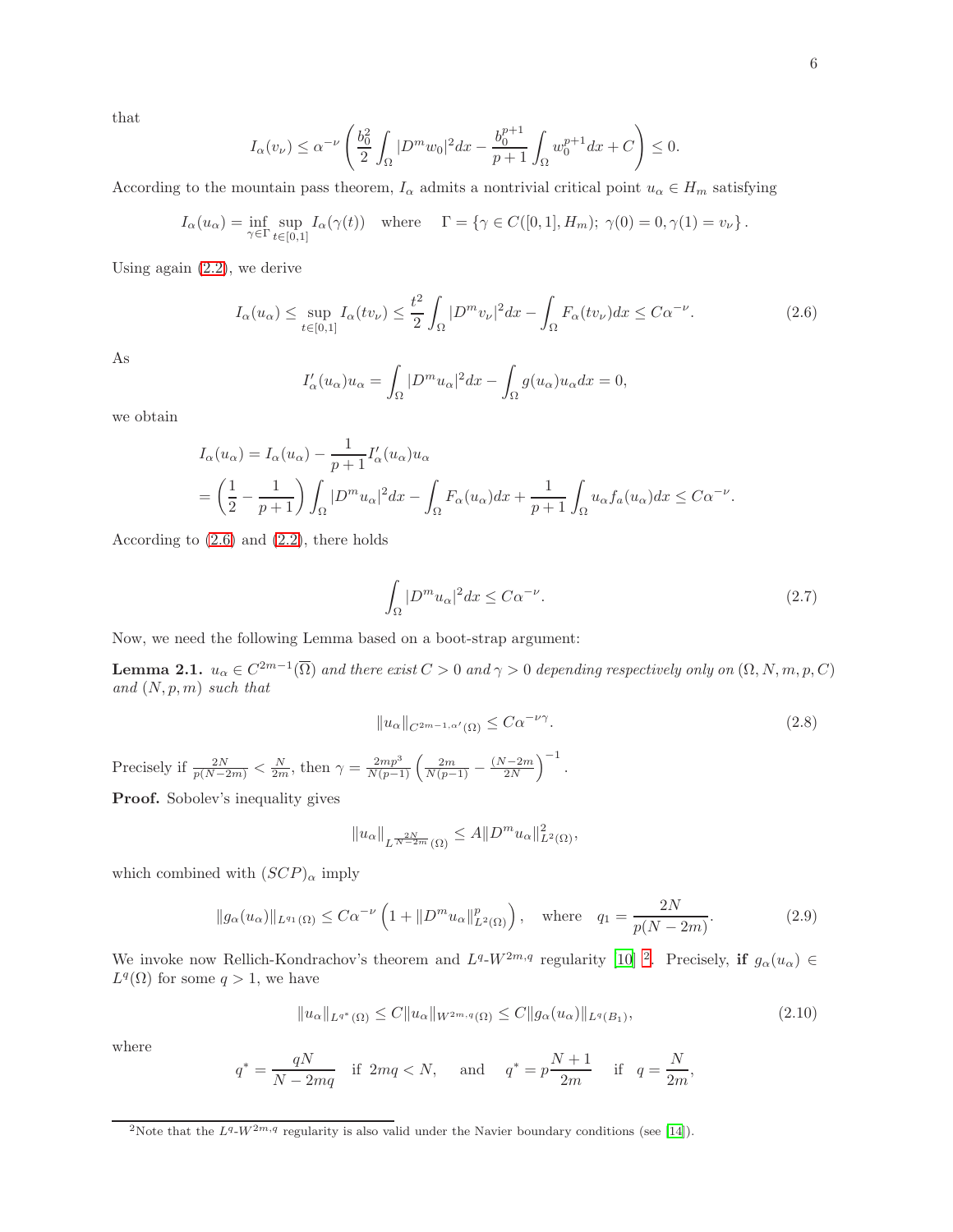that

$$I_\alpha(v_\nu) \leq \alpha^{-\nu}\left(\frac{b_0^2}{2}\int_\Omega |D^m w_0|^2 dx - \frac{b_0^{p+1}}{p+1}\int_\Omega w_0^{p+1}dx + C\right) \leq 0.$$

According to the mountain pass theorem, $I_\alpha$ admits a nontrivial critical point $u_\alpha \in H_m$ satisfying

$$I_\alpha(u_\alpha) = \inf_{\gamma\in\Gamma}\sup_{t\in[0,1]} I_\alpha(\gamma(t)) \quad \text{where} \quad \Gamma = \{\gamma \in C([0,1], H_m);\ \gamma(0) = 0, \gamma(1) = v_\nu\}.$$

Using again (2.2), we derive

$$I_\alpha(u_\alpha) \leq \sup_{t\in[0,1]} I_\alpha(tv_\nu) \leq \frac{t^2}{2}\int_\Omega |D^m v_\nu|^2 dx - \int_\Omega F_\alpha(tv_\nu)dx \leq C\alpha^{-\nu}. \tag{2.6}$$

As

$$I'_\alpha(u_\alpha)u_\alpha = \int_\Omega |D^m u_\alpha|^2 dx - \int_\Omega g(u_\alpha)u_\alpha dx = 0,$$

we obtain

$$\begin{aligned} I_\alpha(u_\alpha) &= I_\alpha(u_\alpha) - \frac{1}{p+1}I'_\alpha(u_\alpha)u_\alpha \\ &= \left(\frac{1}{2} - \frac{1}{p+1}\right)\int_\Omega |D^m u_\alpha|^2 dx - \int_\Omega F_\alpha(u_\alpha)dx + \frac{1}{p+1}\int_\Omega u_\alpha f_a(u_\alpha)dx \leq C\alpha^{-\nu}. \end{aligned}$$

According to (2.6) and (2.2), there holds

$$\int_\Omega |D^m u_\alpha|^2 dx \leq C\alpha^{-\nu}. \tag{2.7}$$

Now, we need the following Lemma based on a boot-strap argument:

**Lemma 2.1.** *$u_\alpha \in C^{2m-1}(\overline{\Omega})$ and there exist $C > 0$ and $\gamma > 0$ depending respectively only on $(\Omega, N, m, p, C)$ and $(N, p, m)$ such that*

$$\|u_\alpha\|_{C^{2m-1,\alpha'}(\Omega)} \leq C\alpha^{-\nu\gamma}. \tag{2.8}$$

*Precisely if $\frac{2N}{p(N-2m)} < \frac{N}{2m}$, then $\gamma = \frac{2mp^3}{N(p-1)}\left(\frac{2m}{N(p-1)} - \frac{(N-2m)}{2N}\right)^{-1}$.*

**Proof.** Sobolev's inequality gives

$$\|u_\alpha\|_{L^{\frac{2N}{N-2m}}(\Omega)} \leq A\|D^m u_\alpha\|^2_{L^2(\Omega)},$$

which combined with $(SCP)_\alpha$ imply

$$\|g_\alpha(u_\alpha)\|_{L^{q_1}(\Omega)} \leq C\alpha^{-\nu}\left(1 + \|D^m u_\alpha\|^p_{L^2(\Omega)}\right), \quad \text{where} \quad q_1 = \frac{2N}{p(N-2m)}. \tag{2.9}$$

We invoke now Rellich-Kondrachov's theorem and $L^q$-$W^{2m,q}$ regularity [10] [2]. Precisely, **if** $g_\alpha(u_\alpha) \in L^q(\Omega)$ for some $q > 1$, we have

$$\|u_\alpha\|_{L^{q^*}(\Omega)} \leq C\|u_\alpha\|_{W^{2m,q}(\Omega)} \leq C\|g_\alpha(u_\alpha)\|_{L^q(B_1)}, \tag{2.10}$$

where

$$q^* = \frac{qN}{N-2mq} \quad \text{if } 2mq < N, \quad \text{and} \quad q^* = p\frac{N+1}{2m} \quad \text{if} \quad q = \frac{N}{2m},$$

[2] Note that the $L^q$-$W^{2m,q}$ regularity is also valid under the Navier boundary conditions (see [14]).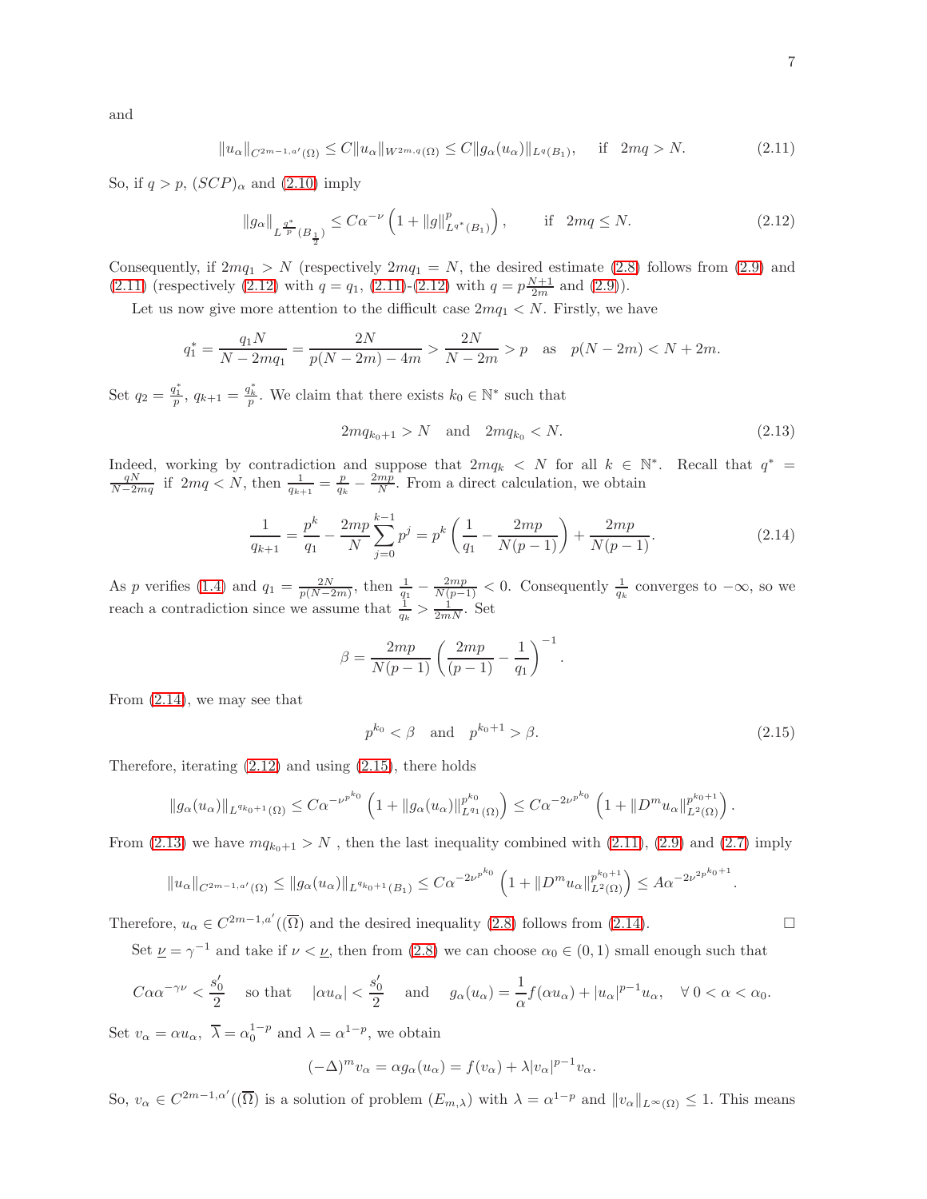and

$$\|u_\alpha\|_{C^{2m-1,a'}(\Omega)} \le C\|u_\alpha\|_{W^{2m,q}(\Omega)} \le C\|g_\alpha(u_\alpha)\|_{L^q(B_1)}, \quad \text{if} \quad 2mq > N. \tag{2.11}$$

So, if $q > p$, $(SCP)_\alpha$ and (2.10) imply

$$\|g_\alpha\|_{L^{\frac{q^*}{p}}(B_{\frac{1}{2}})} \le C\alpha^{-\nu}\left(1 + \|g\|^p_{L^{q^*}(B_1)}\right), \qquad \text{if} \quad 2mq \le N. \tag{2.12}$$

Consequently, if $2mq_1 > N$ (respectively $2mq_1 = N$, the desired estimate (2.8) follows from (2.9) and (2.11) (respectively (2.12) with $q = q_1$, (2.11)-(2.12) with $q = p\frac{N+1}{2m}$ and (2.9)).

Let us now give more attention to the difficult case $2mq_1 < N$. Firstly, we have

$$q_1^* = \frac{q_1 N}{N - 2mq_1} = \frac{2N}{p(N-2m) - 4m} > \frac{2N}{N-2m} > p \quad \text{as} \quad p(N-2m) < N + 2m.$$

Set $q_2 = \frac{q_1^*}{p}$, $q_{k+1} = \frac{q_k^*}{p}$. We claim that there exists $k_0 \in \mathbb{N}^*$ such that

$$2mq_{k_0+1} > N \quad \text{and} \quad 2mq_{k_0} < N. \tag{2.13}$$

Indeed, working by contradiction and suppose that $2mq_k < N$ for all $k \in \mathbb{N}^*$. Recall that $q^* = \frac{qN}{N-2mq}$ if $2mq < N$, then $\frac{1}{q_{k+1}} = \frac{p}{q_k} - \frac{2mp}{N}$. From a direct calculation, we obtain

$$\frac{1}{q_{k+1}} = \frac{p^k}{q_1} - \frac{2mp}{N}\sum_{j=0}^{k-1} p^j = p^k\left(\frac{1}{q_1} - \frac{2mp}{N(p-1)}\right) + \frac{2mp}{N(p-1)}. \tag{2.14}$$

As $p$ verifies (1.4) and $q_1 = \frac{2N}{p(N-2m)}$, then $\frac{1}{q_1} - \frac{2mp}{N(p-1)} < 0$. Consequently $\frac{1}{q_k}$ converges to $-\infty$, so we reach a contradiction since we assume that $\frac{1}{q_k} > \frac{1}{2mN}$. Set

$$\beta = \frac{2mp}{N(p-1)}\left(\frac{2mp}{(p-1)} - \frac{1}{q_1}\right)^{-1}.$$

From (2.14), we may see that

$$p^{k_0} < \beta \quad \text{and} \quad p^{k_0+1} > \beta. \tag{2.15}$$

Therefore, iterating (2.12) and using (2.15), there holds

$$\|g_\alpha(u_\alpha)\|_{L^{q_{k_0+1}}(\Omega)} \le C\alpha^{-\nu^{p^{k_0}}}\left(1 + \|g_\alpha(u_\alpha)\|^{p^{k_0}}_{L^{q_1}(\Omega)}\right) \le C\alpha^{-2\nu^{p^{k_0}}}\left(1 + \|D^m u_\alpha\|^{p^{k_0+1}}_{L^2(\Omega)}\right).$$

From (2.13) we have $mq_{k_0+1} > N$ , then the last inequality combined with (2.11), (2.9) and (2.7) imply

$$\|u_\alpha\|_{C^{2m-1,a'}(\Omega)} \le \|g_\alpha(u_\alpha)\|_{L^{q_{k_0+1}}(B_1)} \le C\alpha^{-2\nu^{p^{k_0}}}\left(1 + \|D^m u_\alpha\|^{p^{k_0+1}}_{L^2(\Omega)}\right) \le A\alpha^{-2\nu^{2p^{k_0+1}}}.$$

Therefore, $u_\alpha \in C^{2m-1,a'}((\overline{\Omega})$ and the desired inequality (2.8) follows from (2.14). $\square$

Set $\underline{\nu} = \gamma^{-1}$ and take if $\nu < \underline{\nu}$, then from (2.8) we can choose $\alpha_0 \in (0,1)$ small enough such that

$$C\alpha\alpha^{-\gamma\nu} < \frac{s_0'}{2} \quad \text{so that} \quad |\alpha u_\alpha| < \frac{s_0'}{2} \quad \text{and} \quad g_\alpha(u_\alpha) = \frac{1}{\alpha}f(\alpha u_\alpha) + |u_\alpha|^{p-1}u_\alpha, \quad \forall\, 0 < \alpha < \alpha_0.$$

Set $v_\alpha = \alpha u_\alpha$, $\overline{\lambda} = \alpha_0^{1-p}$ and $\lambda = \alpha^{1-p}$, we obtain

$$(-\Delta)^m v_\alpha = \alpha g_\alpha(u_\alpha) = f(v_\alpha) + \lambda|v_\alpha|^{p-1}v_\alpha.$$

So, $v_\alpha \in C^{2m-1,\alpha'}((\overline{\Omega})$ is a solution of problem $(E_{m,\lambda})$ with $\lambda = \alpha^{1-p}$ and $\|v_\alpha\|_{L^\infty(\Omega)} \le 1$. This means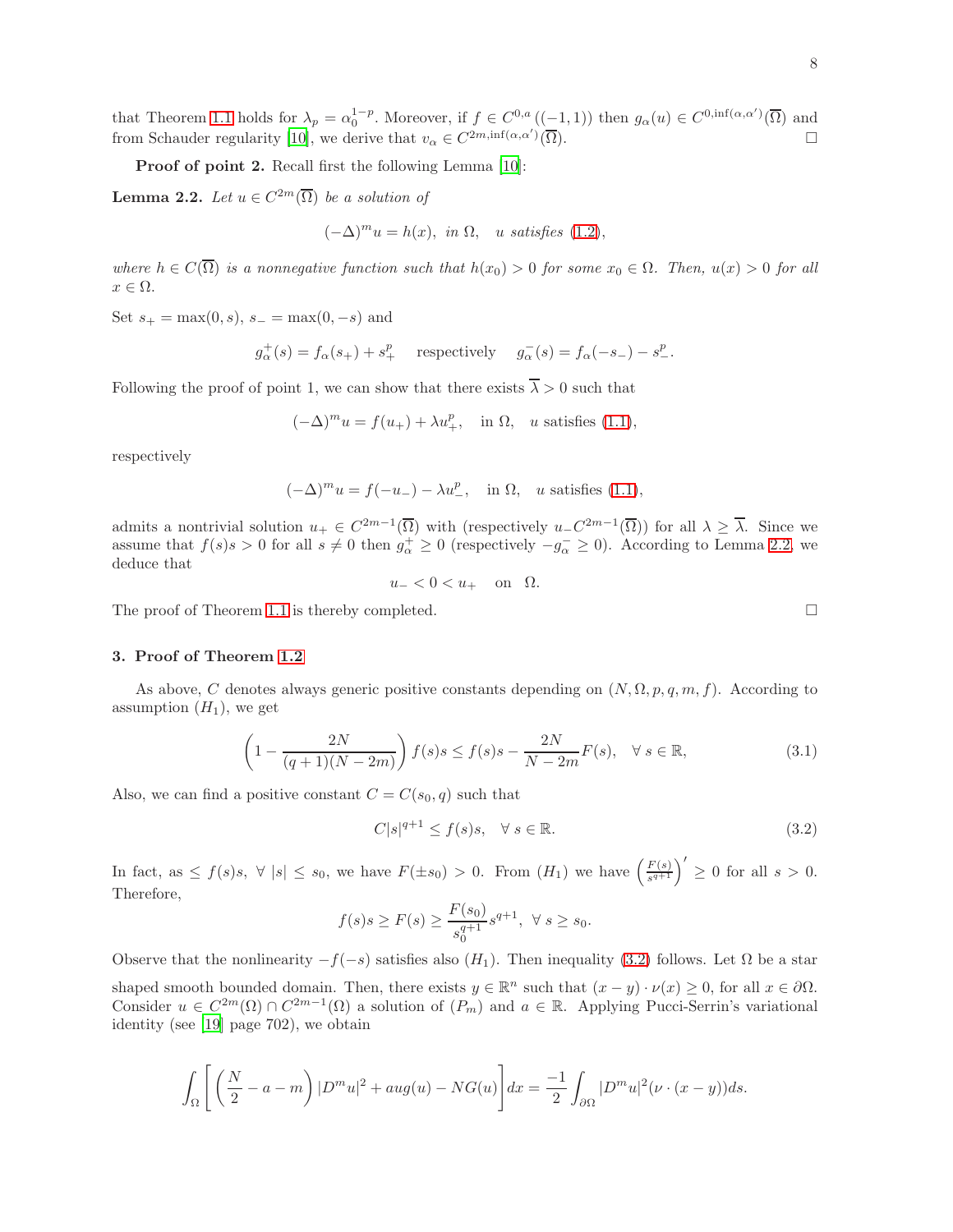that Theorem 1.1 holds for $\lambda_p = \alpha_0^{1-p}$. Moreover, if $f \in C^{0,a}((-1,1))$ then $g_\alpha(u) \in C^{0,\inf(\alpha,\alpha')}(\overline{\Omega})$ and from Schauder regularity [10], we derive that $v_\alpha \in C^{2m,\inf(\alpha,\alpha')}(\overline{\Omega})$. $\square$

**Proof of point 2.** Recall first the following Lemma [10]:

**Lemma 2.2.** *Let $u \in C^{2m}(\overline{\Omega})$ be a solution of*

$$(-\Delta)^m u = h(x), \ \text{in } \Omega, \quad u \text{ satisfies } (1.2),$$

*where $h \in C(\overline{\Omega})$ is a nonnegative function such that $h(x_0) > 0$ for some $x_0 \in \Omega$. Then, $u(x) > 0$ for all $x \in \Omega$.*

Set $s_+ = \max(0, s)$, $s_- = \max(0, -s)$ and

$$g_\alpha^+(s) = f_\alpha(s_+) + s_+^p \quad \text{respectively} \quad g_\alpha^-(s) = f_\alpha(-s_-) - s_-^p.$$

Following the proof of point 1, we can show that there exists $\overline{\lambda} > 0$ such that

$$(-\Delta)^m u = f(u_+) + \lambda u_+^p, \quad \text{in } \Omega, \quad u \text{ satisfies } (1.1),$$

respectively

$$(-\Delta)^m u = f(-u_-) - \lambda u_-^p, \quad \text{in } \Omega, \quad u \text{ satisfies } (1.1),$$

admits a nontrivial solution $u_+ \in C^{2m-1}(\overline{\Omega})$ with (respectively $u_- C^{2m-1}(\overline{\Omega})$) for all $\lambda \geq \overline{\lambda}$. Since we assume that $f(s)s > 0$ for all $s \neq 0$ then $g_\alpha^+ \geq 0$ (respectively $-g_\alpha^- \geq 0$). According to Lemma 2.2, we deduce that

$$u_- < 0 < u_+ \quad \text{on} \ \ \Omega.$$

The proof of Theorem 1.1 is thereby completed. $\square$

## 3. Proof of Theorem 1.2

As above, $C$ denotes always generic positive constants depending on $(N, \Omega, p, q, m, f)$. According to assumption $(H_1)$, we get

$$\left(1 - \frac{2N}{(q+1)(N-2m)}\right) f(s)s \leq f(s)s - \frac{2N}{N-2m} F(s), \quad \forall\, s \in \mathbb{R}, \tag{3.1}$$

Also, we can find a positive constant $C = C(s_0, q)$ such that

$$C|s|^{q+1} \leq f(s)s, \quad \forall\, s \in \mathbb{R}. \tag{3.2}$$

In fact, as $\leq f(s)s$, $\forall\, |s| \leq s_0$, we have $F(\pm s_0) > 0$. From $(H_1)$ we have $\left(\frac{F(s)}{s^{q+1}}\right)' \geq 0$ for all $s > 0$. Therefore,

$$f(s)s \geq F(s) \geq \frac{F(s_0)}{s_0^{q+1}} s^{q+1}, \ \forall\, s \geq s_0.$$

Observe that the nonlinearity $-f(-s)$ satisfies also $(H_1)$. Then inequality (3.2) follows. Let $\Omega$ be a star shaped smooth bounded domain. Then, there exists $y \in \mathbb{R}^n$ such that $(x - y) \cdot \nu(x) \geq 0$, for all $x \in \partial\Omega$. Consider $u \in C^{2m}(\Omega) \cap C^{2m-1}(\Omega)$ a solution of $(P_m)$ and $a \in \mathbb{R}$. Applying Pucci-Serrin's variational identity (see [19] page 702), we obtain

$$\int_\Omega \left[ \left(\frac{N}{2} - a - m\right) |D^m u|^2 + a u g(u) - N G(u) \right] dx = \frac{-1}{2} \int_{\partial\Omega} |D^m u|^2 (\nu \cdot (x - y)) ds.$$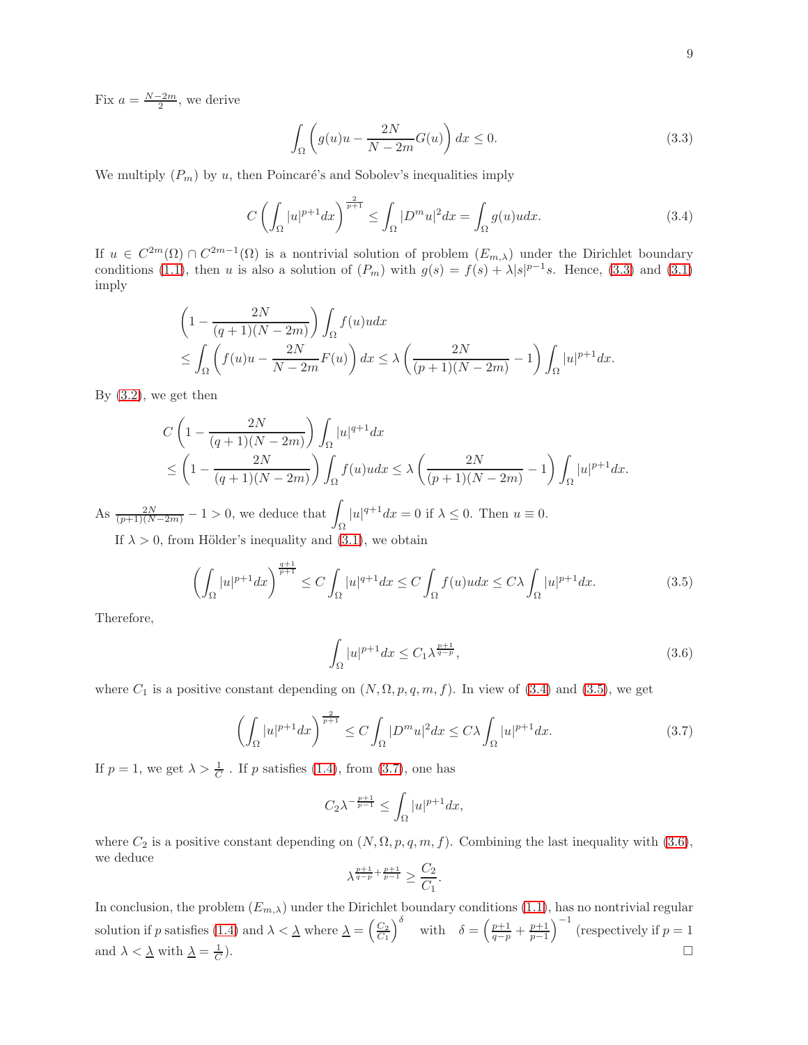Fix $a = \frac{N-2m}{2}$, we derive

$$\int_\Omega \left( g(u)u - \frac{2N}{N-2m} G(u) \right) dx \leq 0. \tag{3.3}$$

We multiply $(P_m)$ by $u$, then Poincaré's and Sobolev's inequalities imply

$$C \left( \int_\Omega |u|^{p+1} dx \right)^{\frac{2}{p+1}} \leq \int_\Omega |D^m u|^2 dx = \int_\Omega g(u) u dx. \tag{3.4}$$

If $u \in C^{2m}(\Omega) \cap C^{2m-1}(\Omega)$ is a nontrivial solution of problem $(E_{m,\lambda})$ under the Dirichlet boundary conditions (1.1), then $u$ is also a solution of $(P_m)$ with $g(s) = f(s) + \lambda |s|^{p-1}s$. Hence, (3.3) and (3.1) imply

$$\begin{aligned}
&\left( 1 - \frac{2N}{(q+1)(N-2m)} \right) \int_\Omega f(u) u dx \\
&\leq \int_\Omega \left( f(u)u - \frac{2N}{N-2m} F(u) \right) dx \leq \lambda \left( \frac{2N}{(p+1)(N-2m)} - 1 \right) \int_\Omega |u|^{p+1} dx.
\end{aligned}$$

By (3.2), we get then

$$\begin{aligned}
&C \left( 1 - \frac{2N}{(q+1)(N-2m)} \right) \int_\Omega |u|^{q+1} dx \\
&\leq \left( 1 - \frac{2N}{(q+1)(N-2m)} \right) \int_\Omega f(u) u dx \leq \lambda \left( \frac{2N}{(p+1)(N-2m)} - 1 \right) \int_\Omega |u|^{p+1} dx.
\end{aligned}$$

As $\frac{2N}{(p+1)(N-2m)} - 1 > 0$, we deduce that $\displaystyle\int_\Omega |u|^{q+1} dx = 0$ if $\lambda \leq 0$. Then $u \equiv 0$.

If $\lambda > 0$, from Hölder's inequality and (3.1), we obtain

$$\left( \int_\Omega |u|^{p+1} dx \right)^{\frac{q+1}{p+1}} \leq C \int_\Omega |u|^{q+1} dx \leq C \int_\Omega f(u) u dx \leq C\lambda \int_\Omega |u|^{p+1} dx. \tag{3.5}$$

Therefore,

$$\int_\Omega |u|^{p+1} dx \leq C_1 \lambda^{\frac{p+1}{q-p}}, \tag{3.6}$$

where $C_1$ is a positive constant depending on $(N, \Omega, p, q, m, f)$. In view of (3.4) and (3.5), we get

$$\left( \int_\Omega |u|^{p+1} dx \right)^{\frac{2}{p+1}} \leq C \int_\Omega |D^m u|^2 dx \leq C\lambda \int_\Omega |u|^{p+1} dx. \tag{3.7}$$

If $p = 1$, we get $\lambda > \frac{1}{C}$ . If $p$ satisfies (1.4), from (3.7), one has

$$C_2 \lambda^{-\frac{p+1}{p-1}} \leq \int_\Omega |u|^{p+1} dx,$$

where $C_2$ is a positive constant depending on $(N, \Omega, p, q, m, f)$. Combining the last inequality with (3.6), we deduce

$$\lambda^{\frac{p+1}{q-p} + \frac{p+1}{p-1}} \geq \frac{C_2}{C_1}.$$

In conclusion, the problem $(E_{m,\lambda})$ under the Dirichlet boundary conditions (1.1), has no nontrivial regular solution if $p$ satisfies (1.4) and $\lambda < \underline{\lambda}$ where $\underline{\lambda} = \left( \frac{C_2}{C_1} \right)^\delta$ with $\delta = \left( \frac{p+1}{q-p} + \frac{p+1}{p-1} \right)^{-1}$ (respectively if $p = 1$ and $\lambda < \underline{\lambda}$ with $\underline{\lambda} = \frac{1}{C}$). □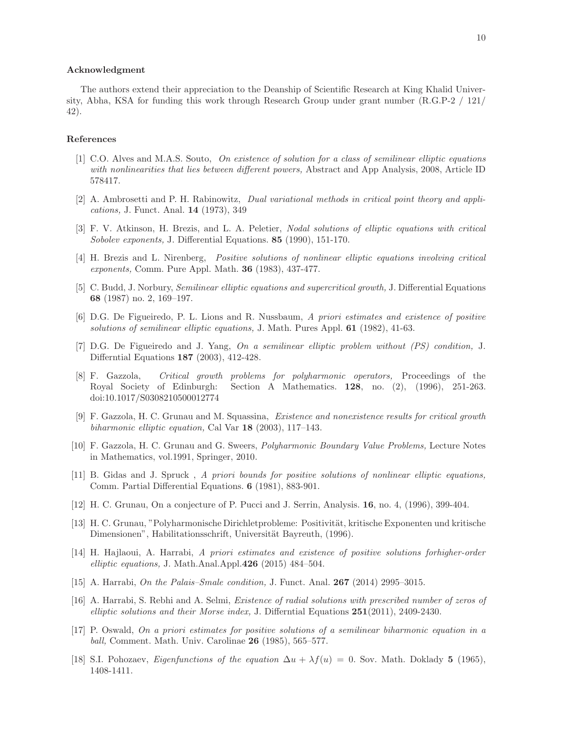### Acknowledgment

The authors extend their appreciation to the Deanship of Scientific Research at King Khalid University, Abha, KSA for funding this work through Research Group under grant number (R.G.P-2 / 121/ 42).

### References

[1] C.O. Alves and M.A.S. Souto, *On existence of solution for a class of semilinear elliptic equations with nonlinearities that lies between different powers,* Abstract and App Analysis, 2008, Article ID 578417.

[2] A. Ambrosetti and P. H. Rabinowitz, *Dual variational methods in critical point theory and applications,* J. Funct. Anal. **14** (1973), 349

[3] F. V. Atkinson, H. Brezis, and L. A. Peletier, *Nodal solutions of elliptic equations with critical Sobolev exponents,* J. Differential Equations. **85** (1990), 151-170.

[4] H. Brezis and L. Nirenberg, *Positive solutions of nonlinear elliptic equations involving critical exponents,* Comm. Pure Appl. Math. **36** (1983), 437-477.

[5] C. Budd, J. Norbury, *Semilinear elliptic equations and supercritical growth,* J. Differential Equations **68** (1987) no. 2, 169–197.

[6] D.G. De Figueiredo, P. L. Lions and R. Nussbaum, *A priori estimates and existence of positive solutions of semilinear elliptic equations,* J. Math. Pures Appl. **61** (1982), 41-63.

[7] D.G. De Figueiredo and J. Yang, *On a semilinear elliptic problem without (PS) condition,* J. Differntial Equations **187** (2003), 412-428.

[8] F. Gazzola, *Critical growth problems for polyharmonic operators,* Proceedings of the Royal Society of Edinburgh: Section A Mathematics. **128**, no. (2), (1996), 251-263. doi:10.1017/S0308210500012774

[9] F. Gazzola, H. C. Grunau and M. Squassina, *Existence and nonexistence results for critical growth biharmonic elliptic equation,* Cal Var **18** (2003), 117–143.

[10] F. Gazzola, H. C. Grunau and G. Sweers, *Polyharmonic Boundary Value Problems,* Lecture Notes in Mathematics, vol.1991, Springer, 2010.

[11] B. Gidas and J. Spruck , *A priori bounds for positive solutions of nonlinear elliptic equations,* Comm. Partial Differential Equations. **6** (1981), 883-901.

[12] H. C. Grunau, On a conjecture of P. Pucci and J. Serrin, Analysis. **16**, no. 4, (1996), 399-404.

[13] H. C. Grunau, "Polyharmonische Dirichletprobleme: Positivität, kritische Exponenten und kritische Dimensionen", Habilitationsschrift, Universität Bayreuth, (1996).

[14] H. Hajlaoui, A. Harrabi, *A priori estimates and existence of positive solutions forhigher-order elliptic equations,* J. Math.Anal.Appl.**426** (2015) 484–504.

[15] A. Harrabi, *On the Palais–Smale condition,* J. Funct. Anal. **267** (2014) 2995–3015.

[16] A. Harrabi, S. Rebhi and A. Selmi, *Existence of radial solutions with prescribed number of zeros of elliptic solutions and their Morse index,* J. Differntial Equations **251**(2011), 2409-2430.

[17] P. Oswald, *On a priori estimates for positive solutions of a semilinear biharmonic equation in a ball,* Comment. Math. Univ. Carolinae **26** (1985), 565–577.

[18] S.I. Pohozaev, *Eigenfunctions of the equation* $\Delta u + \lambda f(u) = 0$. Sov. Math. Doklady **5** (1965), 1408-1411.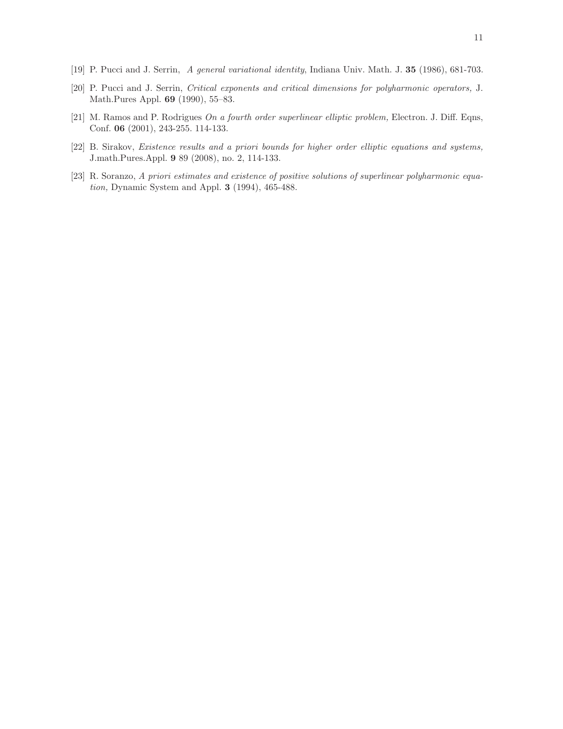[19] P. Pucci and J. Serrin, *A general variational identity*, Indiana Univ. Math. J. **35** (1986), 681-703.

[20] P. Pucci and J. Serrin, *Critical exponents and critical dimensions for polyharmonic operators,* J. Math.Pures Appl. **69** (1990), 55–83.

[21] M. Ramos and P. Rodrigues *On a fourth order superlinear elliptic problem,* Electron. J. Diff. Eqns, Conf. **06** (2001), 243-255. 114-133.

[22] B. Sirakov, *Existence results and a priori bounds for higher order elliptic equations and systems,* J.math.Pures.Appl. **9** 89 (2008), no. 2, 114-133.

[23] R. Soranzo, *A priori estimates and existence of positive solutions of superlinear polyharmonic equation,* Dynamic System and Appl. **3** (1994), 465-488.